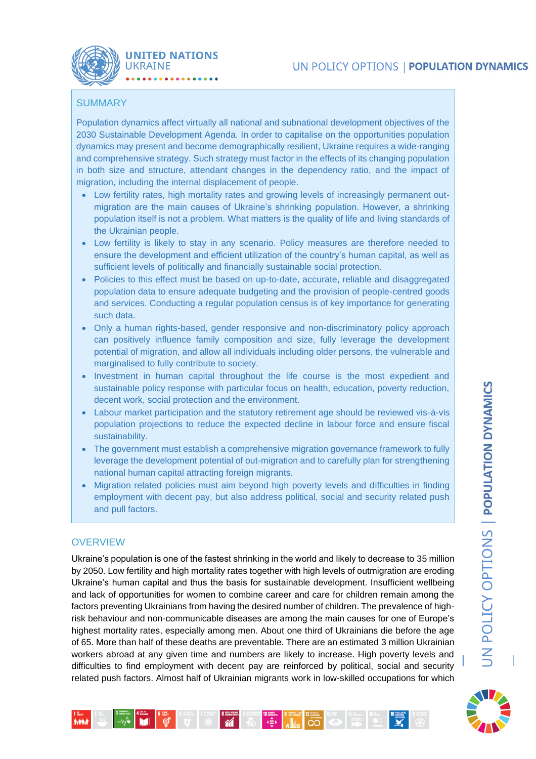UNITED NATIONS UKRAINE

UN POLICY OPTIONS | **POPULATION DYNAMICS**

## SUMMARY

Population dynamics affect virtually all national and subnational development objectives of the 2030 Sustainable Development Agenda. In order to capitalise on the opportunities population dynamics may present and become demographically resilient, Ukraine requires a wide-ranging and comprehensive strategy. Such strategy must factor in the effects of its changing population in both size and structure, attendant changes in the dependency ratio, and the impact of migration, including the internal displacement of people.

- Low fertility rates, high mortality rates and growing levels of increasingly permanent out-migration are the main causes of Ukraine's shrinking population. However, a shrinking population itself is not a problem. What matters is the quality of life and living standards of the Ukrainian people.
- Low fertility is likely to stay in any scenario. Policy measures are therefore needed to ensure the development and efficient utilization of the country's human capital, as well as sufficient levels of politically and financially sustainable social protection.
- Policies to this effect must be based on up-to-date, accurate, reliable and disaggregated population data to ensure adequate budgeting and the provision of people-centred goods and services. Conducting a regular population census is of key importance for generating such data.
- Only a human rights-based, gender responsive and non-discriminatory policy approach can positively influence family composition and size, fully leverage the development potential of migration, and allow all individuals including older persons, the vulnerable and marginalised to fully contribute to society.
- Investment in human capital throughout the life course is the most expedient and sustainable policy response with particular focus on health, education, poverty reduction, decent work, social protection and the environment.
- Labour market participation and the statutory retirement age should be reviewed vis-à-vis population projections to reduce the expected decline in labour force and ensure fiscal sustainability.
- The government must establish a comprehensive migration governance framework to fully leverage the development potential of out-migration and to carefully plan for strengthening national human capital attracting foreign migrants.
- Migration related policies must aim beyond high poverty levels and difficulties in finding employment with decent pay, but also address political, social and security related push and pull factors.

## OVERVIEW

Ukraine's population is one of the fastest shrinking in the world and likely to decrease to 35 million by 2050. Low fertility and high mortality rates together with high levels of outmigration are eroding Ukraine's human capital and thus the basis for sustainable development. Insufficient wellbeing and lack of opportunities for women to combine career and care for children remain among the factors preventing Ukrainians from having the desired number of children. The prevalence of high-risk behaviour and non-communicable diseases are among the main causes for one of Europe's highest mortality rates, especially among men. About one third of Ukrainians die before the age of 65. More than half of these deaths are preventable. There are an estimated 3 million Ukrainian workers abroad at any given time and numbers are likely to increase. High poverty levels and difficulties to find employment with decent pay are reinforced by political, social and security related push factors. Almost half of Ukrainian migrants work in low-skilled occupations for which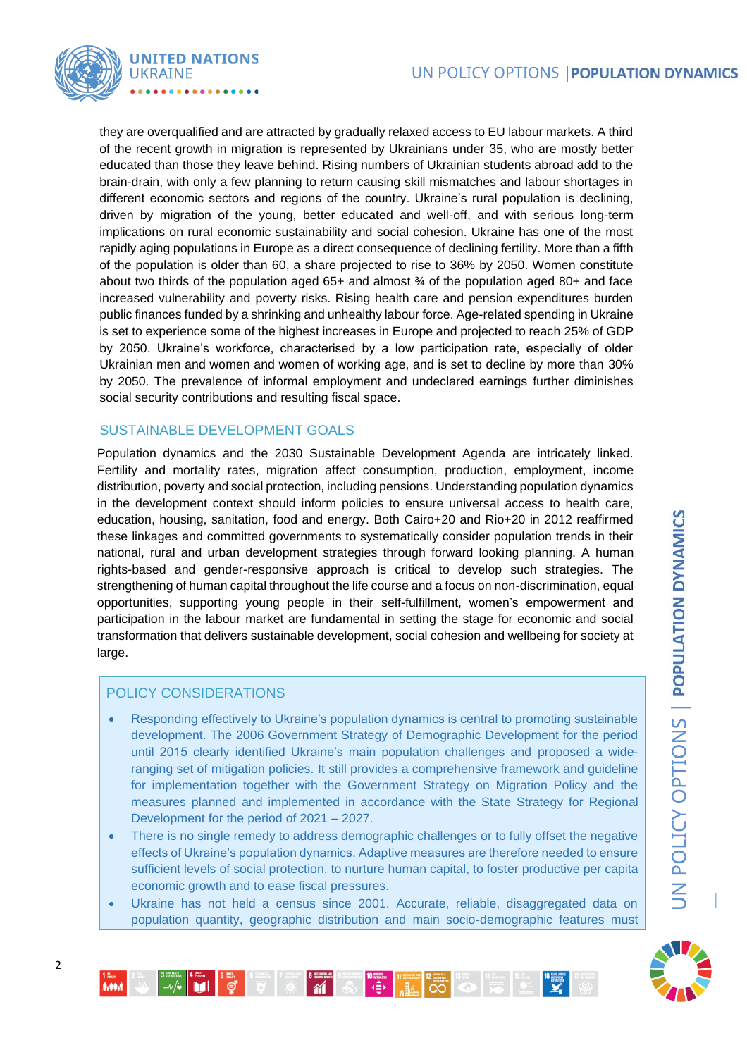they are overqualified and are attracted by gradually relaxed access to EU labour markets. A third of the recent growth in migration is represented by Ukrainians under 35, who are mostly better educated than those they leave behind. Rising numbers of Ukrainian students abroad add to the brain-drain, with only a few planning to return causing skill mismatches and labour shortages in different economic sectors and regions of the country. Ukraine's rural population is declining, driven by migration of the young, better educated and well-off, and with serious long-term implications on rural economic sustainability and social cohesion. Ukraine has one of the most rapidly aging populations in Europe as a direct consequence of declining fertility. More than a fifth of the population is older than 60, a share projected to rise to 36% by 2050. Women constitute about two thirds of the population aged 65+ and almost ¾ of the population aged 80+ and face increased vulnerability and poverty risks. Rising health care and pension expenditures burden public finances funded by a shrinking and unhealthy labour force. Age-related spending in Ukraine is set to experience some of the highest increases in Europe and projected to reach 25% of GDP by 2050. Ukraine's workforce, characterised by a low participation rate, especially of older Ukrainian men and women and women of working age, and is set to decline by more than 30% by 2050. The prevalence of informal employment and undeclared earnings further diminishes social security contributions and resulting fiscal space.

## SUSTAINABLE DEVELOPMENT GOALS

Population dynamics and the 2030 Sustainable Development Agenda are intricately linked. Fertility and mortality rates, migration affect consumption, production, employment, income distribution, poverty and social protection, including pensions. Understanding population dynamics in the development context should inform policies to ensure universal access to health care, education, housing, sanitation, food and energy. Both Cairo+20 and Rio+20 in 2012 reaffirmed these linkages and committed governments to systematically consider population trends in their national, rural and urban development strategies through forward looking planning. A human rights-based and gender-responsive approach is critical to develop such strategies. The strengthening of human capital throughout the life course and a focus on non-discrimination, equal opportunities, supporting young people in their self-fulfillment, women's empowerment and participation in the labour market are fundamental in setting the stage for economic and social transformation that delivers sustainable development, social cohesion and wellbeing for society at large.

## POLICY CONSIDERATIONS

- Responding effectively to Ukraine's population dynamics is central to promoting sustainable development. The 2006 Government Strategy of Demographic Development for the period until 2015 clearly identified Ukraine's main population challenges and proposed a wide-ranging set of mitigation policies. It still provides a comprehensive framework and guideline for implementation together with the Government Strategy on Migration Policy and the measures planned and implemented in accordance with the State Strategy for Regional Development for the period of 2021 – 2027.
- There is no single remedy to address demographic challenges or to fully offset the negative effects of Ukraine's population dynamics. Adaptive measures are therefore needed to ensure sufficient levels of social protection, to nurture human capital, to foster productive per capita economic growth and to ease fiscal pressures.
- Ukraine has not held a census since 2001. Accurate, reliable, disaggregated data on population quantity, geographic distribution and main socio-demographic features must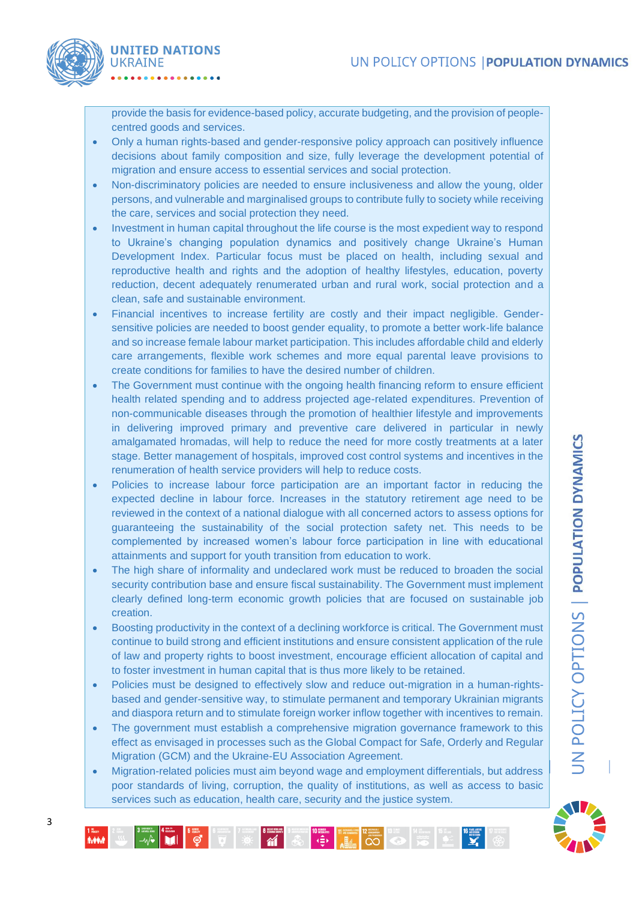provide the basis for evidence-based policy, accurate budgeting, and the provision of people-centred goods and services.

- Only a human rights-based and gender-responsive policy approach can positively influence decisions about family composition and size, fully leverage the development potential of migration and ensure access to essential services and social protection.
- Non-discriminatory policies are needed to ensure inclusiveness and allow the young, older persons, and vulnerable and marginalised groups to contribute fully to society while receiving the care, services and social protection they need.
- Investment in human capital throughout the life course is the most expedient way to respond to Ukraine's changing population dynamics and positively change Ukraine's Human Development Index. Particular focus must be placed on health, including sexual and reproductive health and rights and the adoption of healthy lifestyles, education, poverty reduction, decent adequately renumerated urban and rural work, social protection and a clean, safe and sustainable environment.
- Financial incentives to increase fertility are costly and their impact negligible. Gender-sensitive policies are needed to boost gender equality, to promote a better work-life balance and so increase female labour market participation. This includes affordable child and elderly care arrangements, flexible work schemes and more equal parental leave provisions to create conditions for families to have the desired number of children.
- The Government must continue with the ongoing health financing reform to ensure efficient health related spending and to address projected age-related expenditures. Prevention of non-communicable diseases through the promotion of healthier lifestyle and improvements in delivering improved primary and preventive care delivered in particular in newly amalgamated hromadas, will help to reduce the need for more costly treatments at a later stage. Better management of hospitals, improved cost control systems and incentives in the renumeration of health service providers will help to reduce costs.
- Policies to increase labour force participation are an important factor in reducing the expected decline in labour force. Increases in the statutory retirement age need to be reviewed in the context of a national dialogue with all concerned actors to assess options for guaranteeing the sustainability of the social protection safety net. This needs to be complemented by increased women's labour force participation in line with educational attainments and support for youth transition from education to work.
- The high share of informality and undeclared work must be reduced to broaden the social security contribution base and ensure fiscal sustainability. The Government must implement clearly defined long-term economic growth policies that are focused on sustainable job creation.
- Boosting productivity in the context of a declining workforce is critical. The Government must continue to build strong and efficient institutions and ensure consistent application of the rule of law and property rights to boost investment, encourage efficient allocation of capital and to foster investment in human capital that is thus more likely to be retained.
- Policies must be designed to effectively slow and reduce out-migration in a human-rights-based and gender-sensitive way, to stimulate permanent and temporary Ukrainian migrants and diaspora return and to stimulate foreign worker inflow together with incentives to remain.
- The government must establish a comprehensive migration governance framework to this effect as envisaged in processes such as the Global Compact for Safe, Orderly and Regular Migration (GCM) and the Ukraine-EU Association Agreement.
- Migration-related policies must aim beyond wage and employment differentials, but address poor standards of living, corruption, the quality of institutions, as well as access to basic services such as education, health care, security and the justice system.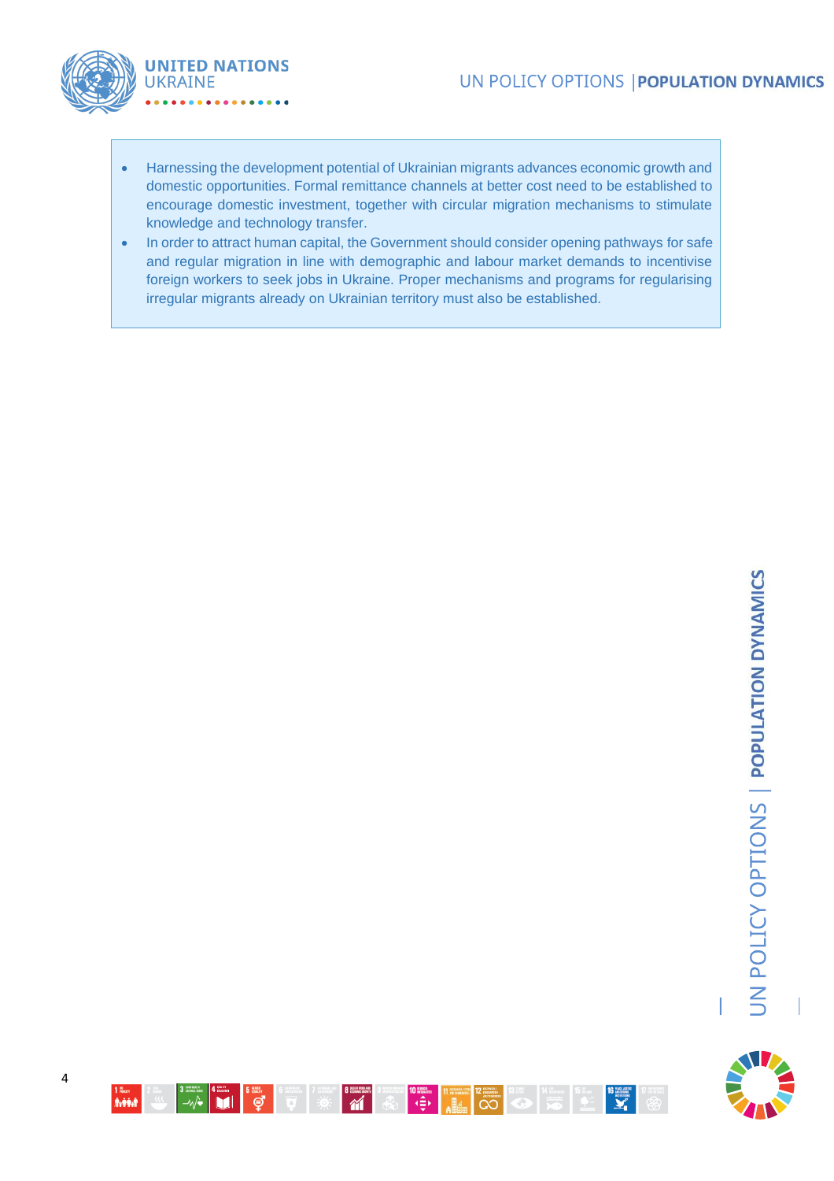- Harnessing the development potential of Ukrainian migrants advances economic growth and domestic opportunities. Formal remittance channels at better cost need to be established to encourage domestic investment, together with circular migration mechanisms to stimulate knowledge and technology transfer.
- In order to attract human capital, the Government should consider opening pathways for safe and regular migration in line with demographic and labour market demands to incentivise foreign workers to seek jobs in Ukraine. Proper mechanisms and programs for regularising irregular migrants already on Ukrainian territory must also be established.